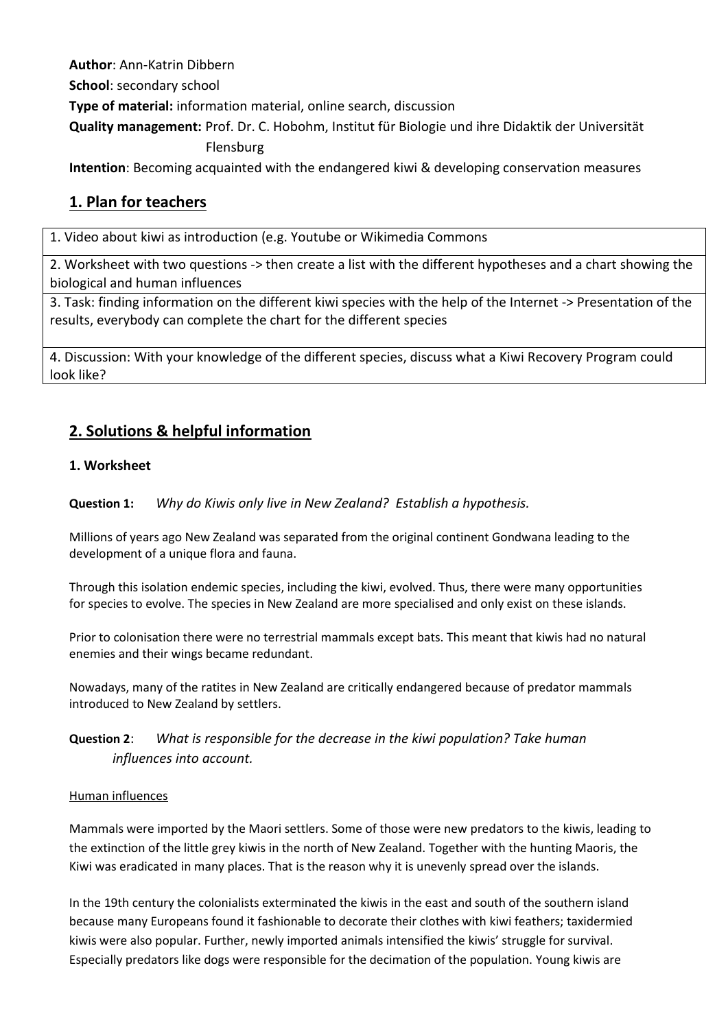**Author**: Ann-Katrin Dibbern

**School**: secondary school

**Type of material:** information material, online search, discussion

**Quality management:** Prof. Dr. C. Hobohm, Institut für Biologie und ihre Didaktik der Universität Flensburg

**Intention**: Becoming acquainted with the endangered kiwi & developing conservation measures

## 1. Plan for teachers

| |
|---|
| 1. Video about kiwi as introduction (e.g. Youtube or Wikimedia Commons |
| 2. Worksheet with two questions -> then create a list with the different hypotheses and a chart showing the biological and human influences |
| 3. Task: finding information on the different kiwi species with the help of the Internet -> Presentation of the results, everybody can complete the chart for the different species |
| 4. Discussion: With your knowledge of the different species, discuss what a Kiwi Recovery Program could look like? |

## 2. Solutions & helpful information

### 1. Worksheet

**Question 1:** *Why do Kiwis only live in New Zealand? Establish a hypothesis.*

Millions of years ago New Zealand was separated from the original continent Gondwana leading to the development of a unique flora and fauna.

Through this isolation endemic species, including the kiwi, evolved. Thus, there were many opportunities for species to evolve. The species in New Zealand are more specialised and only exist on these islands.

Prior to colonisation there were no terrestrial mammals except bats. This meant that kiwis had no natural enemies and their wings became redundant.

Nowadays, many of the ratites in New Zealand are critically endangered because of predator mammals introduced to New Zealand by settlers.

**Question 2**: *What is responsible for the decrease in the kiwi population? Take human influences into account.*

Human influences

Mammals were imported by the Maori settlers. Some of those were new predators to the kiwis, leading to the extinction of the little grey kiwis in the north of New Zealand. Together with the hunting Maoris, the Kiwi was eradicated in many places. That is the reason why it is unevenly spread over the islands.

In the 19th century the colonialists exterminated the kiwis in the east and south of the southern island because many Europeans found it fashionable to decorate their clothes with kiwi feathers; taxidermied kiwis were also popular. Further, newly imported animals intensified the kiwis' struggle for survival. Especially predators like dogs were responsible for the decimation of the population. Young kiwis are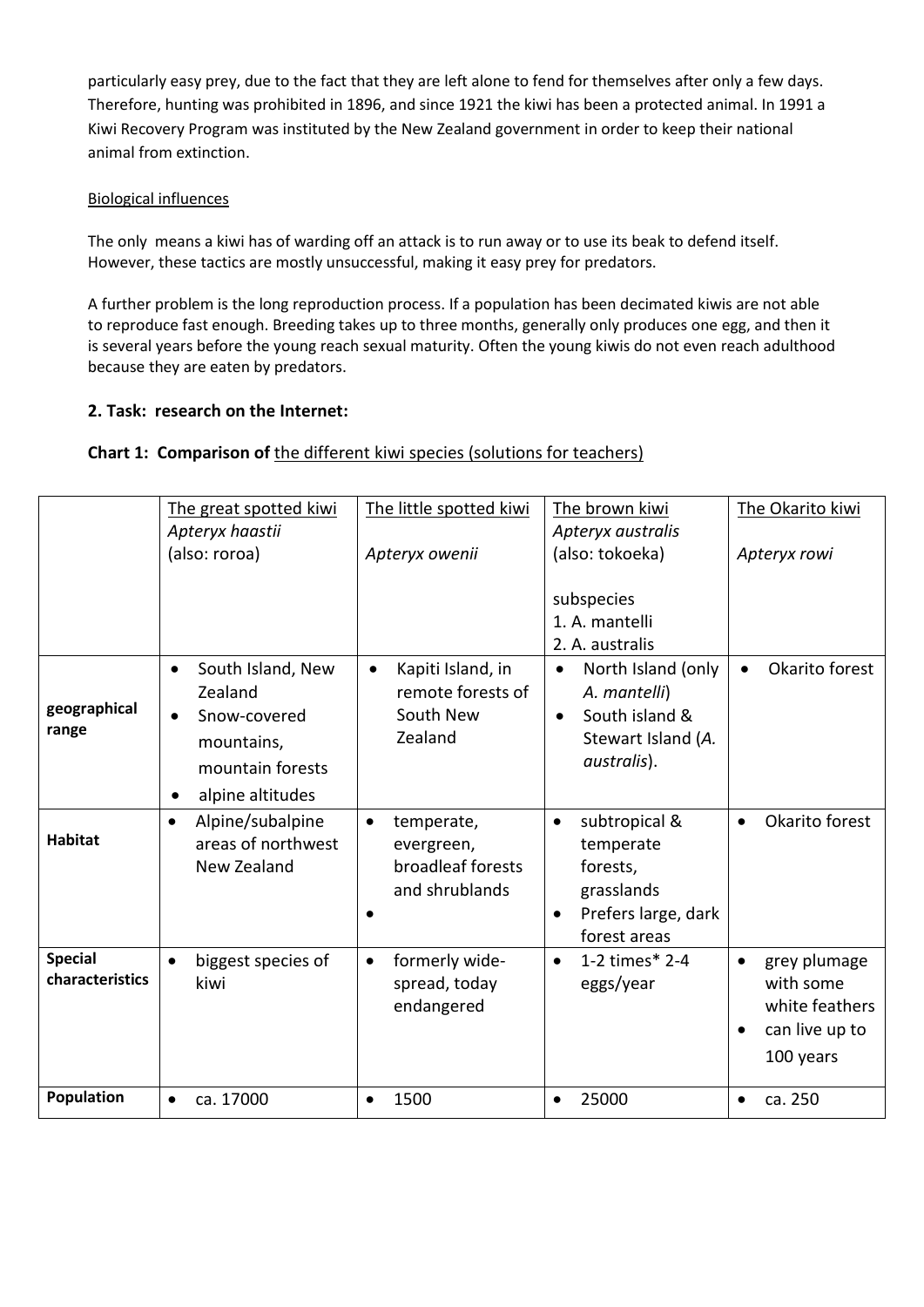particularly easy prey, due to the fact that they are left alone to fend for themselves after only a few days. Therefore, hunting was prohibited in 1896, and since 1921 the kiwi has been a protected animal. In 1991 a Kiwi Recovery Program was instituted by the New Zealand government in order to keep their national animal from extinction.

Biological influences

The only means a kiwi has of warding off an attack is to run away or to use its beak to defend itself. However, these tactics are mostly unsuccessful, making it easy prey for predators.

A further problem is the long reproduction process. If a population has been decimated kiwis are not able to reproduce fast enough. Breeding takes up to three months, generally only produces one egg, and then it is several years before the young reach sexual maturity. Often the young kiwis do not even reach adulthood because they are eaten by predators.

### 2. Task: research on the Internet:

**Chart 1: Comparison of** the different kiwi species (solutions for teachers)

| | The great spotted kiwi<br>*Apteryx haastii*<br>(also: roroa) | The little spotted kiwi<br><br>*Apteryx owenii* | The brown kiwi<br>*Apteryx australis*<br>(also: tokoeka)<br><br>subspecies<br>1. A. mantelli<br>2. A. australis | The Okarito kiwi<br><br>*Apteryx rowi* |
|---|---|---|---|---|
| **geographical range** | • South Island, New Zealand<br>• Snow-covered mountains, mountain forests<br>• alpine altitudes | • Kapiti Island, in remote forests of South New Zealand | • North Island (only *A. mantelli*)<br>• South island & Stewart Island (*A. australis*). | • Okarito forest |
| **Habitat** | • Alpine/subalpine areas of northwest New Zealand | • temperate, evergreen, broadleaf forests and shrublands<br>• | • subtropical & temperate forests, grasslands<br>• Prefers large, dark forest areas | • Okarito forest |
| **Special characteristics** | • biggest species of kiwi | • formerly wide-spread, today endangered | • 1-2 times* 2-4 eggs/year | • grey plumage with some white feathers<br>• can live up to 100 years |
| **Population** | • ca. 17000 | • 1500 | • 25000 | • ca. 250 |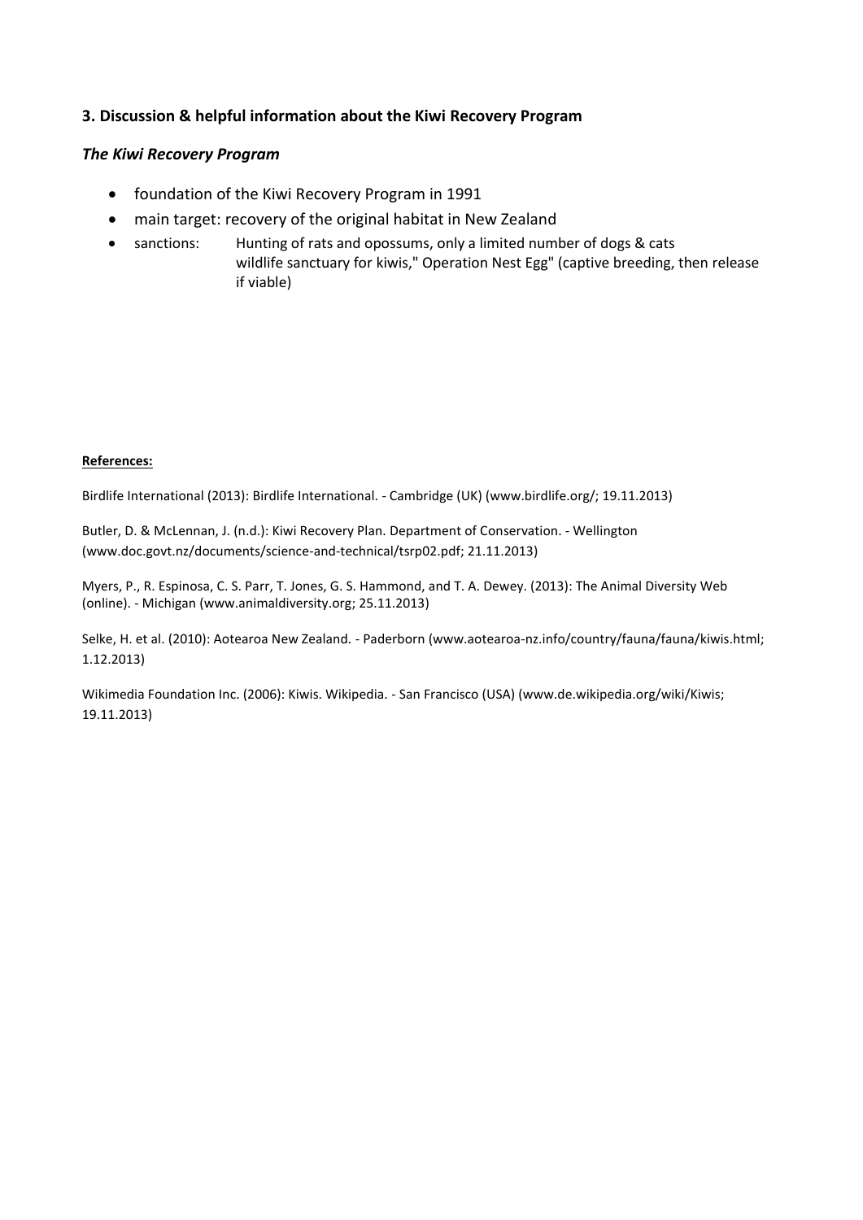### 3. Discussion & helpful information about the Kiwi Recovery Program

#### *The Kiwi Recovery Program*

- foundation of the Kiwi Recovery Program in 1991
- main target: recovery of the original habitat in New Zealand
- sanctions: Hunting of rats and opossums, only a limited number of dogs & cats wildlife sanctuary for kiwis," Operation Nest Egg" (captive breeding, then release if viable)

**References:**

Birdlife International (2013): Birdlife International. - Cambridge (UK) (www.birdlife.org/; 19.11.2013)

Butler, D. & McLennan, J. (n.d.): Kiwi Recovery Plan. Department of Conservation. - Wellington (www.doc.govt.nz/documents/science-and-technical/tsrp02.pdf; 21.11.2013)

Myers, P., R. Espinosa, C. S. Parr, T. Jones, G. S. Hammond, and T. A. Dewey. (2013): The Animal Diversity Web (online). - Michigan (www.animaldiversity.org; 25.11.2013)

Selke, H. et al. (2010): Aotearoa New Zealand. - Paderborn (www.aotearoa-nz.info/country/fauna/fauna/kiwis.html; 1.12.2013)

Wikimedia Foundation Inc. (2006): Kiwis. Wikipedia. - San Francisco (USA) (www.de.wikipedia.org/wiki/Kiwis; 19.11.2013)